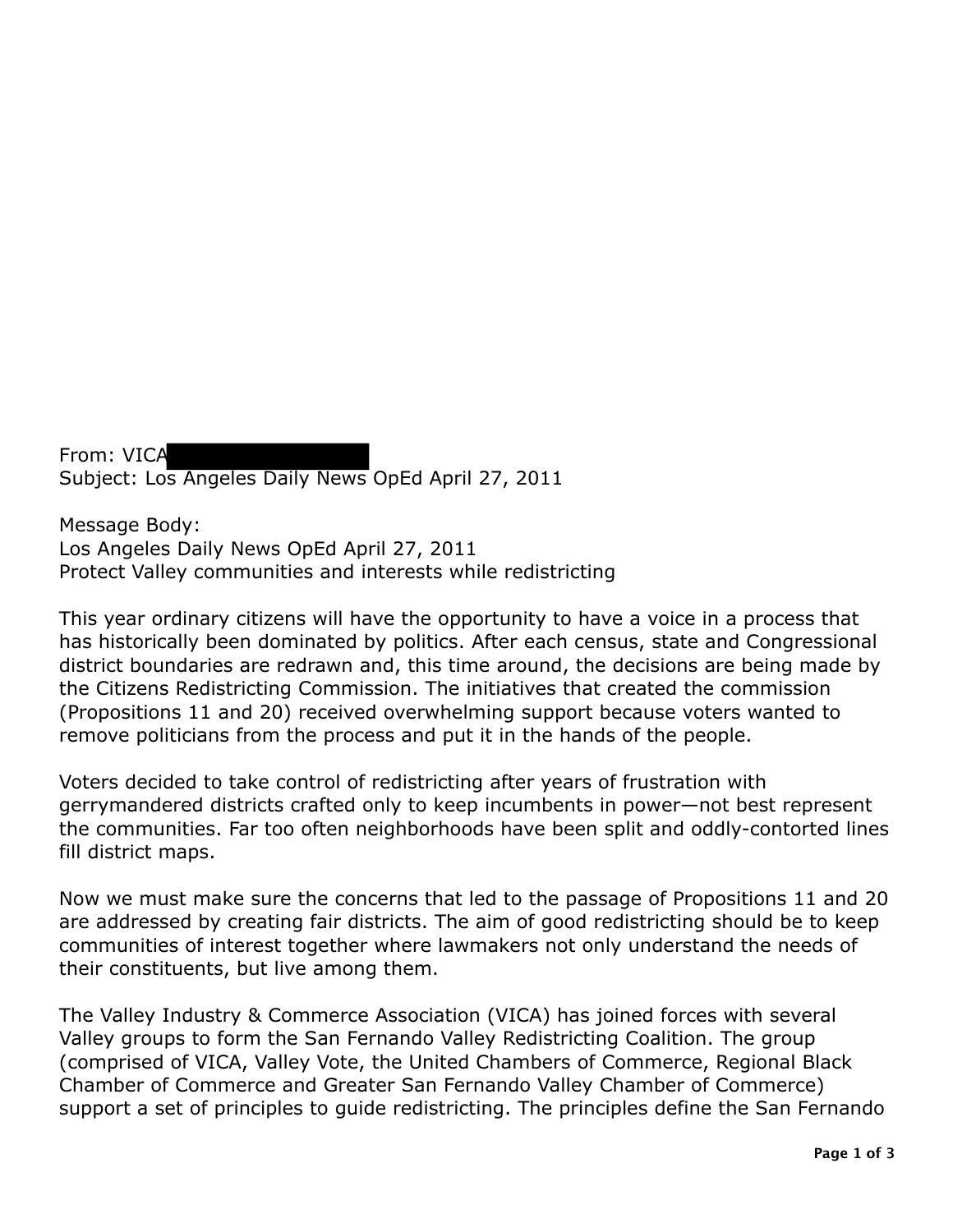From: VICA

Subject: Los Angeles Daily News OpEd April 27, 2011

Message Body:

Los Angeles Daily News OpEd April 27, 2011

Protect Valley communities and interests while redistricting

This year ordinary citizens will have the opportunity to have a voice in a process that has historically been dominated by politics. After each census, state and Congressional district boundaries are redrawn and, this time around, the decisions are being made by the Citizens Redistricting Commission. The initiatives that created the commission (Propositions 11 and 20) received overwhelming support because voters wanted to remove politicians from the process and put it in the hands of the people.

Voters decided to take control of redistricting after years of frustration with gerrymandered districts crafted only to keep incumbents in power—not best represent the communities. Far too often neighborhoods have been split and oddly-contorted lines fill district maps.

Now we must make sure the concerns that led to the passage of Propositions 11 and 20 are addressed by creating fair districts. The aim of good redistricting should be to keep communities of interest together where lawmakers not only understand the needs of their constituents, but live among them.

The Valley Industry & Commerce Association (VICA) has joined forces with several Valley groups to form the San Fernando Valley Redistricting Coalition. The group (comprised of VICA, Valley Vote, the United Chambers of Commerce, Regional Black Chamber of Commerce and Greater San Fernando Valley Chamber of Commerce) support a set of principles to guide redistricting. The principles define the San Fernando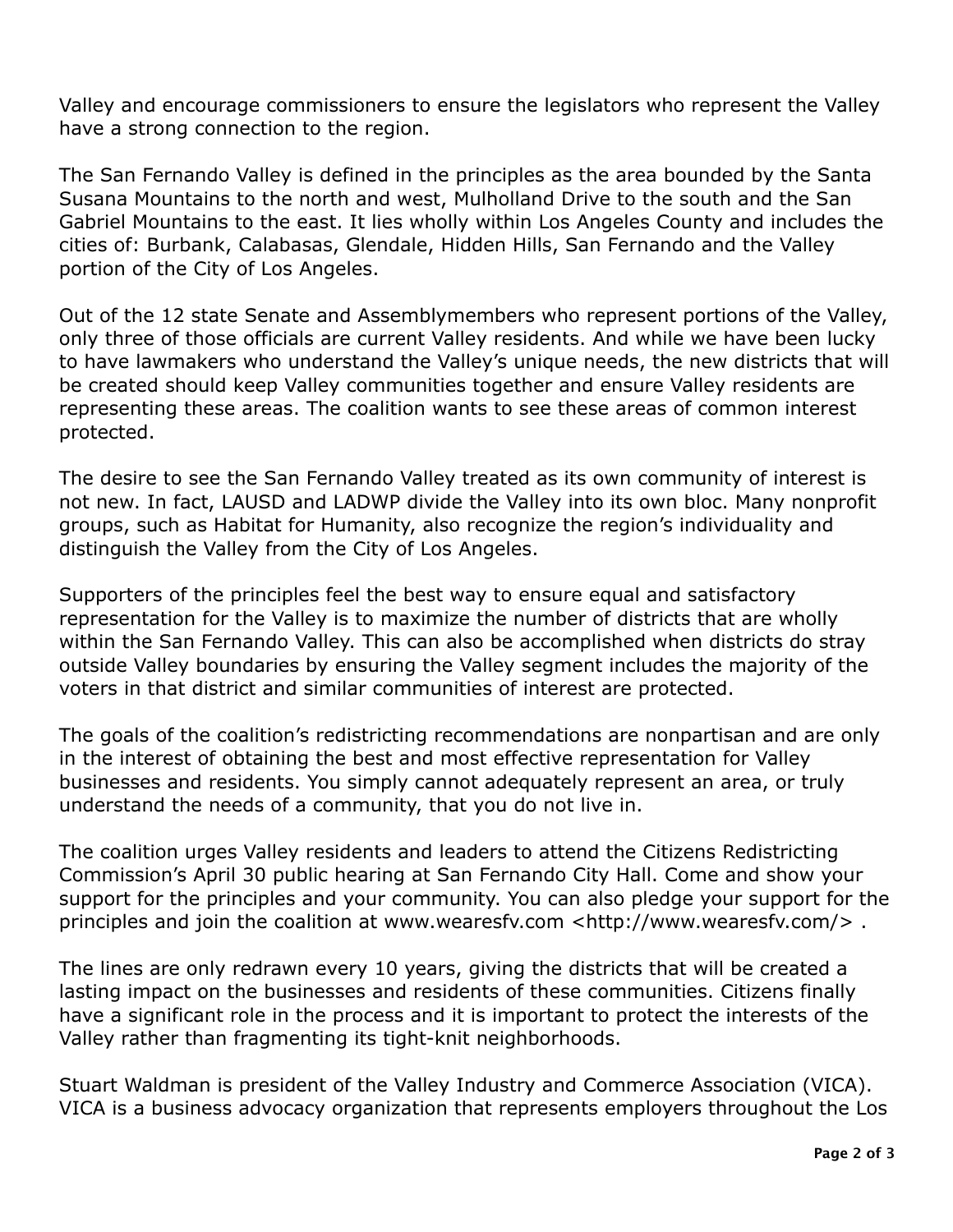Valley and encourage commissioners to ensure the legislators who represent the Valley have a strong connection to the region.

The San Fernando Valley is defined in the principles as the area bounded by the Santa Susana Mountains to the north and west, Mulholland Drive to the south and the San Gabriel Mountains to the east. It lies wholly within Los Angeles County and includes the cities of: Burbank, Calabasas, Glendale, Hidden Hills, San Fernando and the Valley portion of the City of Los Angeles.

Out of the 12 state Senate and Assemblymembers who represent portions of the Valley, only three of those officials are current Valley residents. And while we have been lucky to have lawmakers who understand the Valley's unique needs, the new districts that will be created should keep Valley communities together and ensure Valley residents are representing these areas. The coalition wants to see these areas of common interest protected.

The desire to see the San Fernando Valley treated as its own community of interest is not new. In fact, LAUSD and LADWP divide the Valley into its own bloc. Many nonprofit groups, such as Habitat for Humanity, also recognize the region's individuality and distinguish the Valley from the City of Los Angeles.

Supporters of the principles feel the best way to ensure equal and satisfactory representation for the Valley is to maximize the number of districts that are wholly within the San Fernando Valley. This can also be accomplished when districts do stray outside Valley boundaries by ensuring the Valley segment includes the majority of the voters in that district and similar communities of interest are protected.

The goals of the coalition's redistricting recommendations are nonpartisan and are only in the interest of obtaining the best and most effective representation for Valley businesses and residents. You simply cannot adequately represent an area, or truly understand the needs of a community, that you do not live in.

The coalition urges Valley residents and leaders to attend the Citizens Redistricting Commission's April 30 public hearing at San Fernando City Hall. Come and show your support for the principles and your community. You can also pledge your support for the principles and join the coalition at www.wearesfv.com <http://www.wearesfv.com/> .

The lines are only redrawn every 10 years, giving the districts that will be created a lasting impact on the businesses and residents of these communities. Citizens finally have a significant role in the process and it is important to protect the interests of the Valley rather than fragmenting its tight-knit neighborhoods.

Stuart Waldman is president of the Valley Industry and Commerce Association (VICA). VICA is a business advocacy organization that represents employers throughout the Los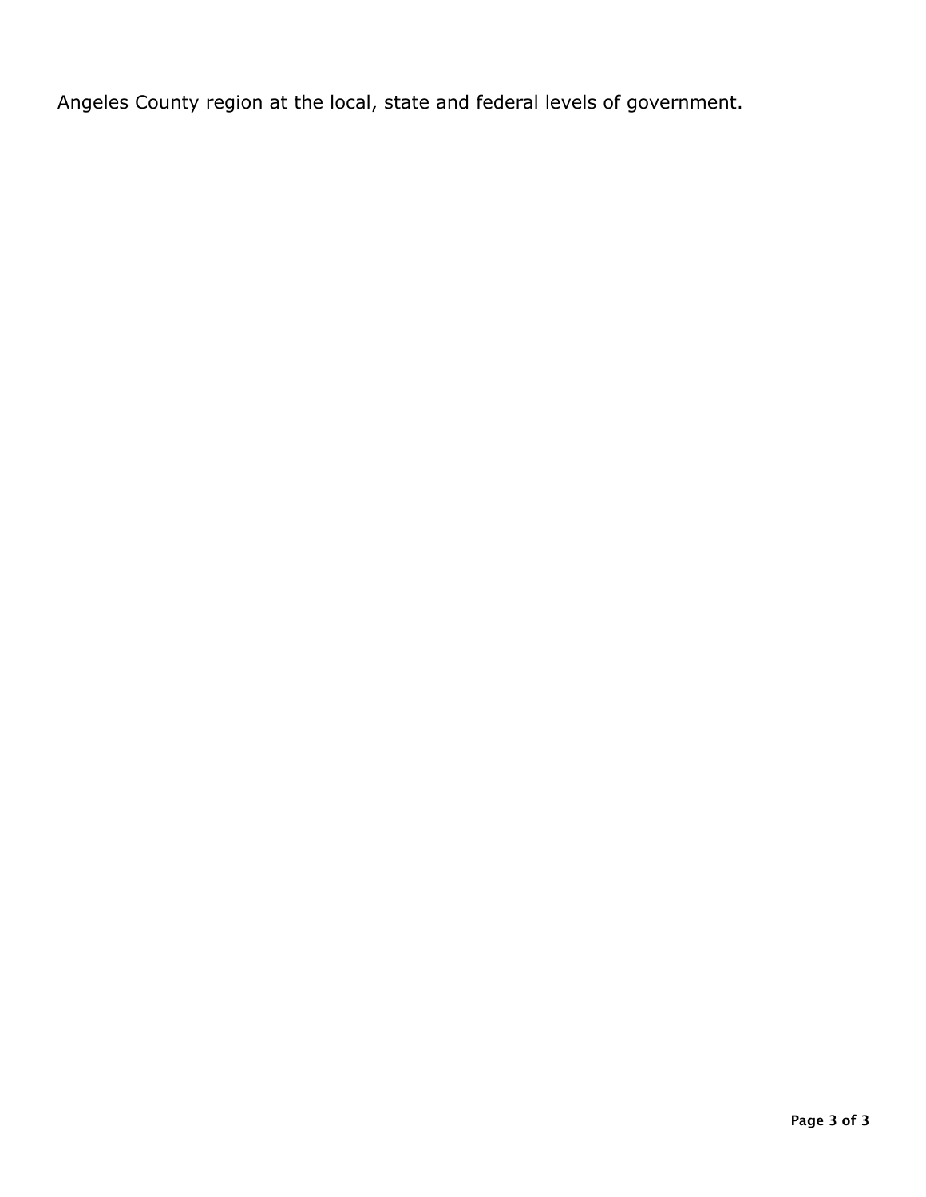Angeles County region at the local, state and federal levels of government.